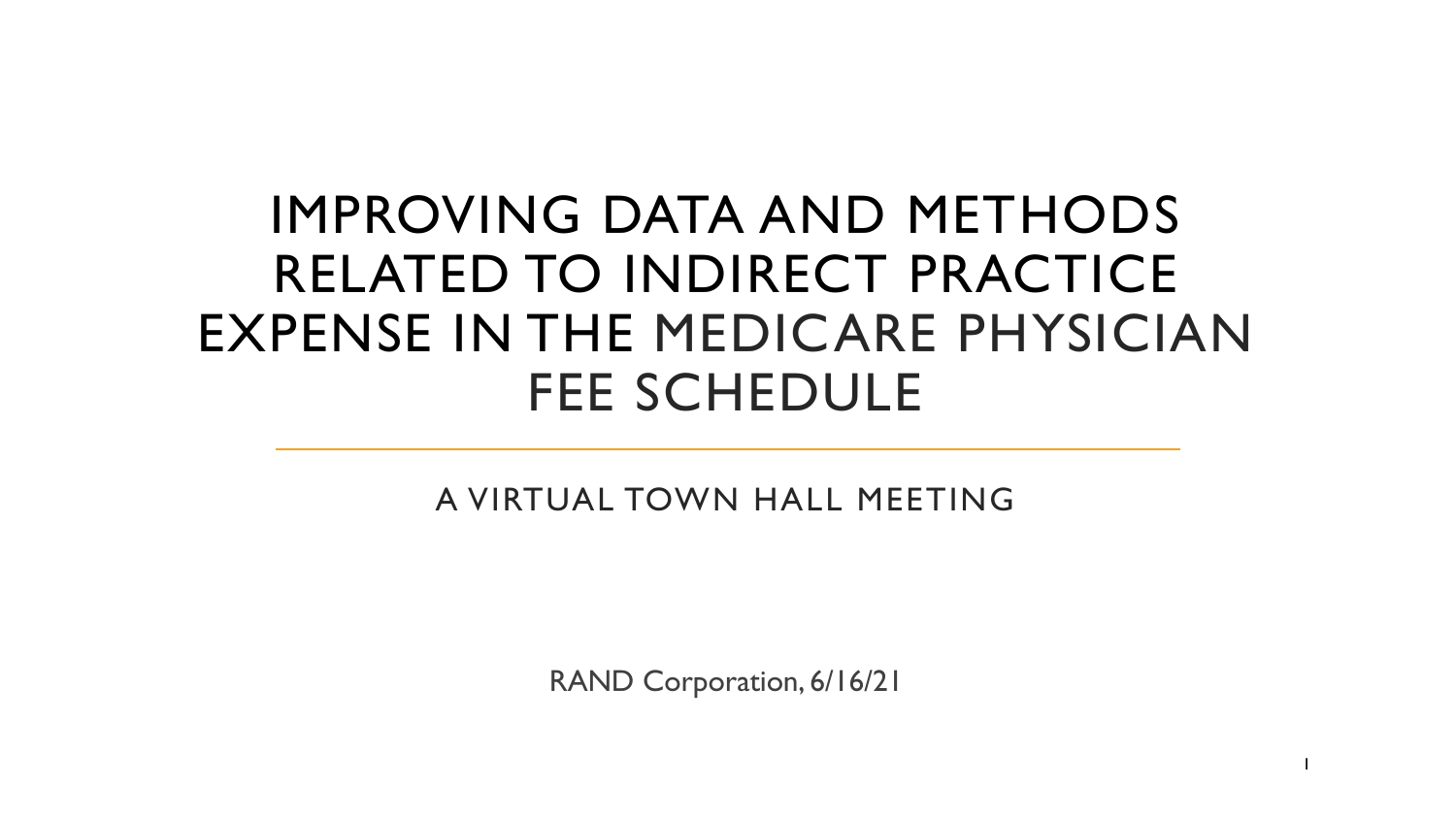# IMPROVING DATA AND METHODS RELATED TO INDIRECT PRACTICE EXPENSE IN THE MEDICARE PHYSICIAN FEE SCHEDULE

A VIRTUAL TOWN HALL MEETING

RAND Corporation, 6/16/21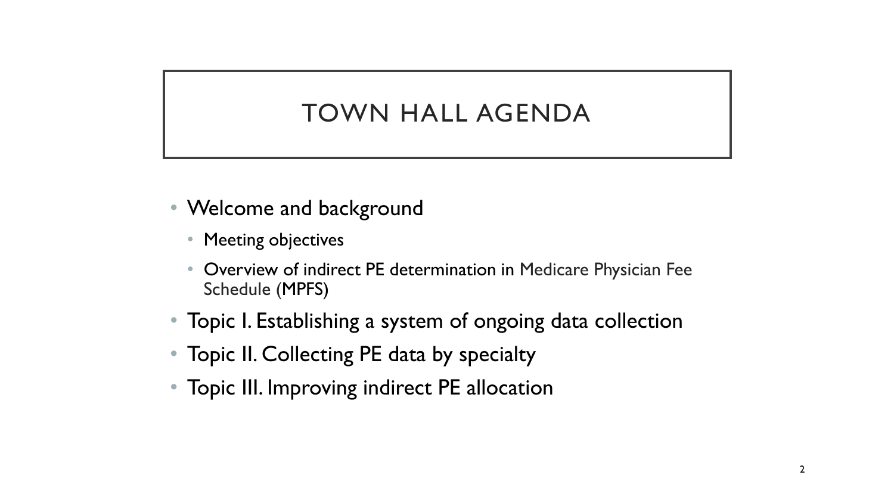# TOWN HALL AGENDA

- Welcome and background
  - Meeting objectives
  - Overview of indirect PE determination in Medicare Physician Fee Schedule (MPFS)
- Topic I. Establishing a system of ongoing data collection
- Topic II. Collecting PE data by specialty
- Topic III. Improving indirect PE allocation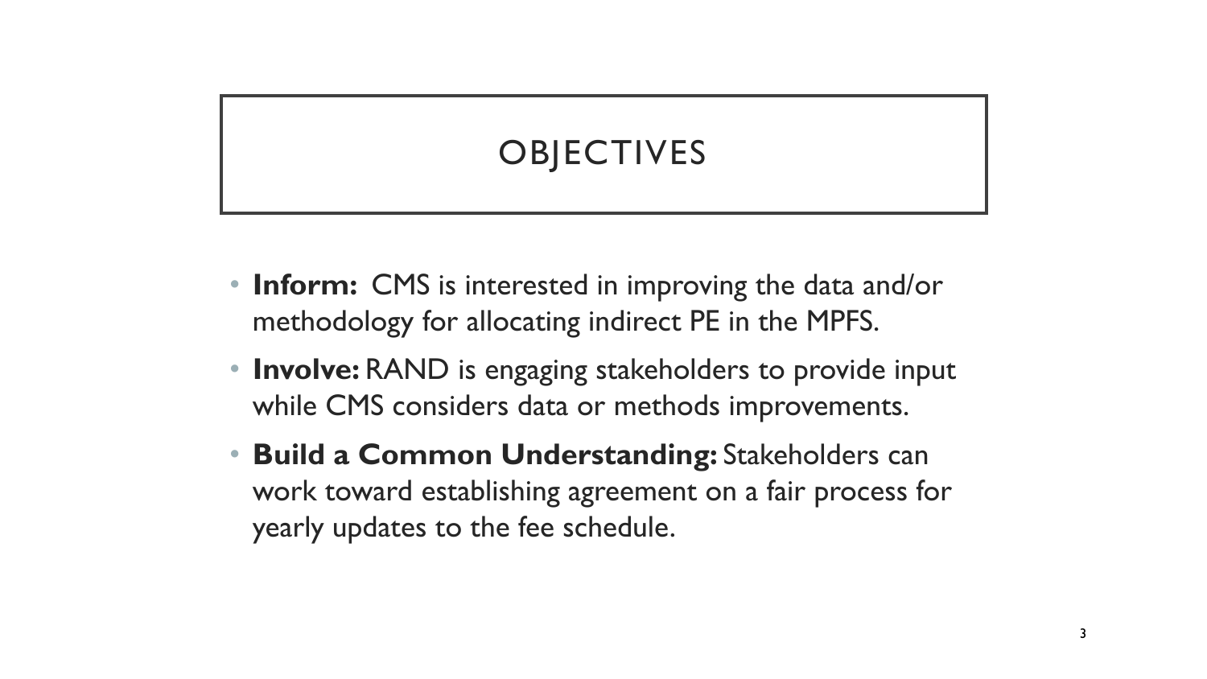# OBJECTIVES

- **Inform:** CMS is interested in improving the data and/or methodology for allocating indirect PE in the MPFS.
- **Involve:** RAND is engaging stakeholders to provide input while CMS considers data or methods improvements.
- **Build a Common Understanding:** Stakeholders can work toward establishing agreement on a fair process for yearly updates to the fee schedule.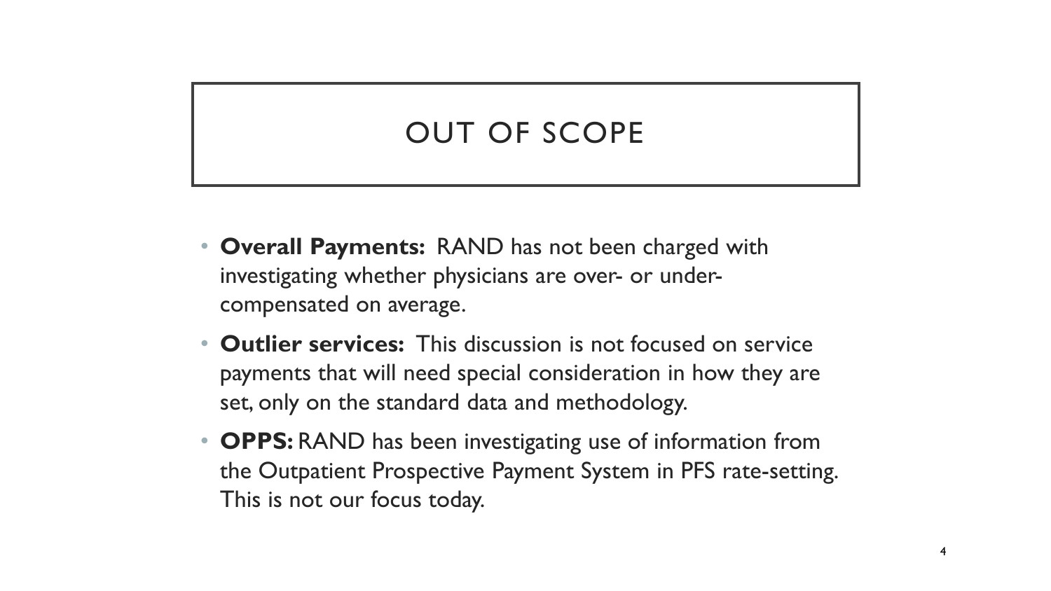# OUT OF SCOPE

- **Overall Payments:** RAND has not been charged with investigating whether physicians are over- or under-compensated on average.
- **Outlier services:** This discussion is not focused on service payments that will need special consideration in how they are set, only on the standard data and methodology.
- **OPPS:** RAND has been investigating use of information from the Outpatient Prospective Payment System in PFS rate-setting. This is not our focus today.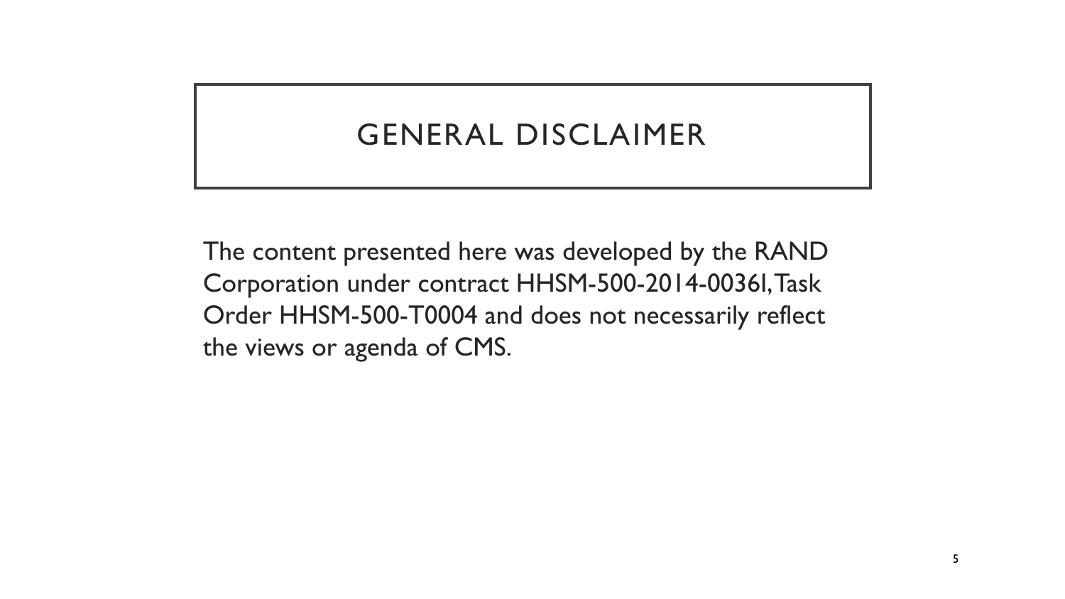# GENERAL DISCLAIMER

The content presented here was developed by the RAND Corporation under contract HHSM-500-2014-0036I, Task Order HHSM-500-T0004 and does not necessarily reflect the views or agenda of CMS.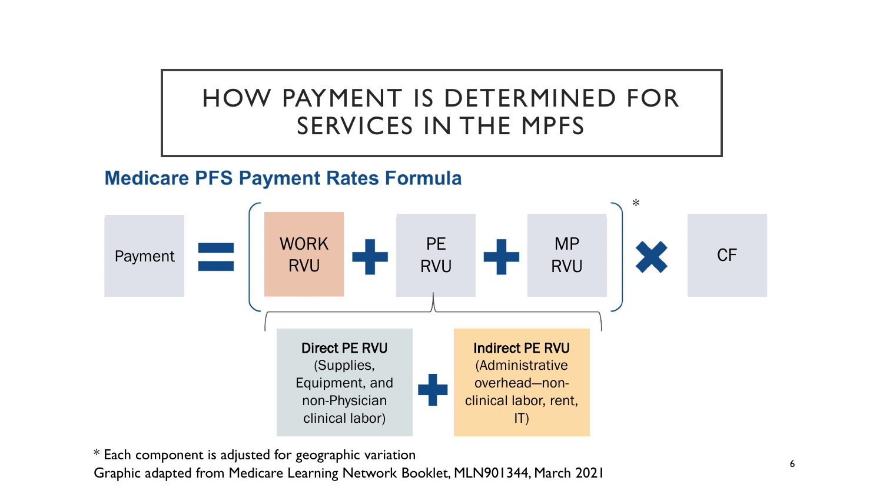# HOW PAYMENT IS DETERMINED FOR SERVICES IN THE MPFS

## Medicare PFS Payment Rates Formula

Payment = [ WORK RVU + PE RVU + MP RVU ]* × CF

PE RVU = **Direct PE RVU** (Supplies, Equipment, and non-Physician clinical labor) + **Indirect PE RVU** (Administrative overhead—non-clinical labor, rent, IT)

* Each component is adjusted for geographic variation

Graphic adapted from Medicare Learning Network Booklet, MLN901344, March 2021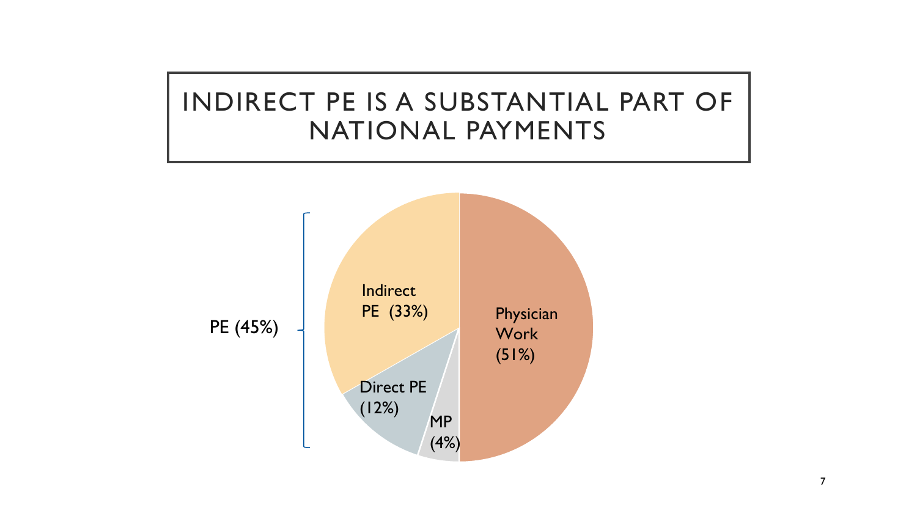# INDIRECT PE IS A SUBSTANTIAL PART OF NATIONAL PAYMENTS

PE (45%)

Indirect PE (33%)

Direct PE (12%)

MP (4%)

Physician Work (51%)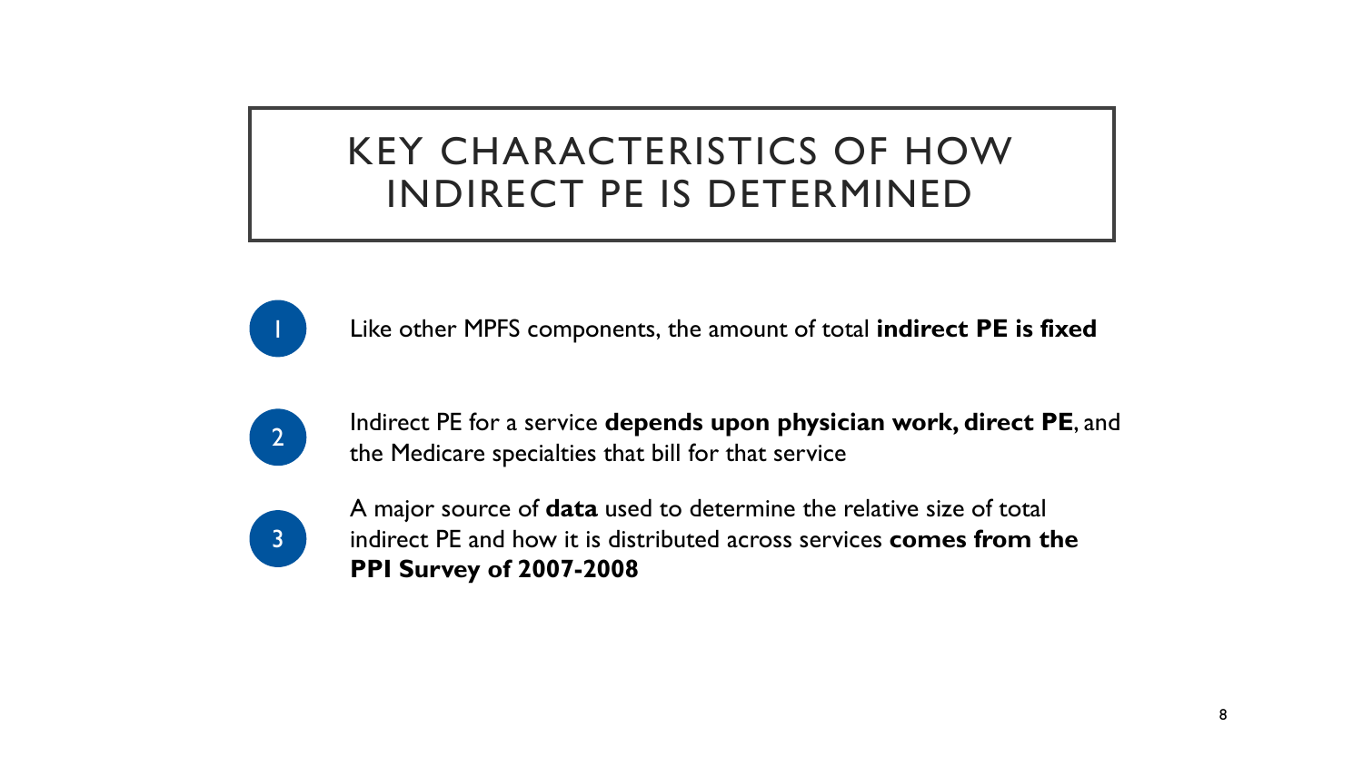# KEY CHARACTERISTICS OF HOW INDIRECT PE IS DETERMINED

1. Like other MPFS components, the amount of total **indirect PE is fixed**

2. Indirect PE for a service **depends upon physician work, direct PE**, and the Medicare specialties that bill for that service

3. A major source of **data** used to determine the relative size of total indirect PE and how it is distributed across services **comes from the PPI Survey of 2007-2008**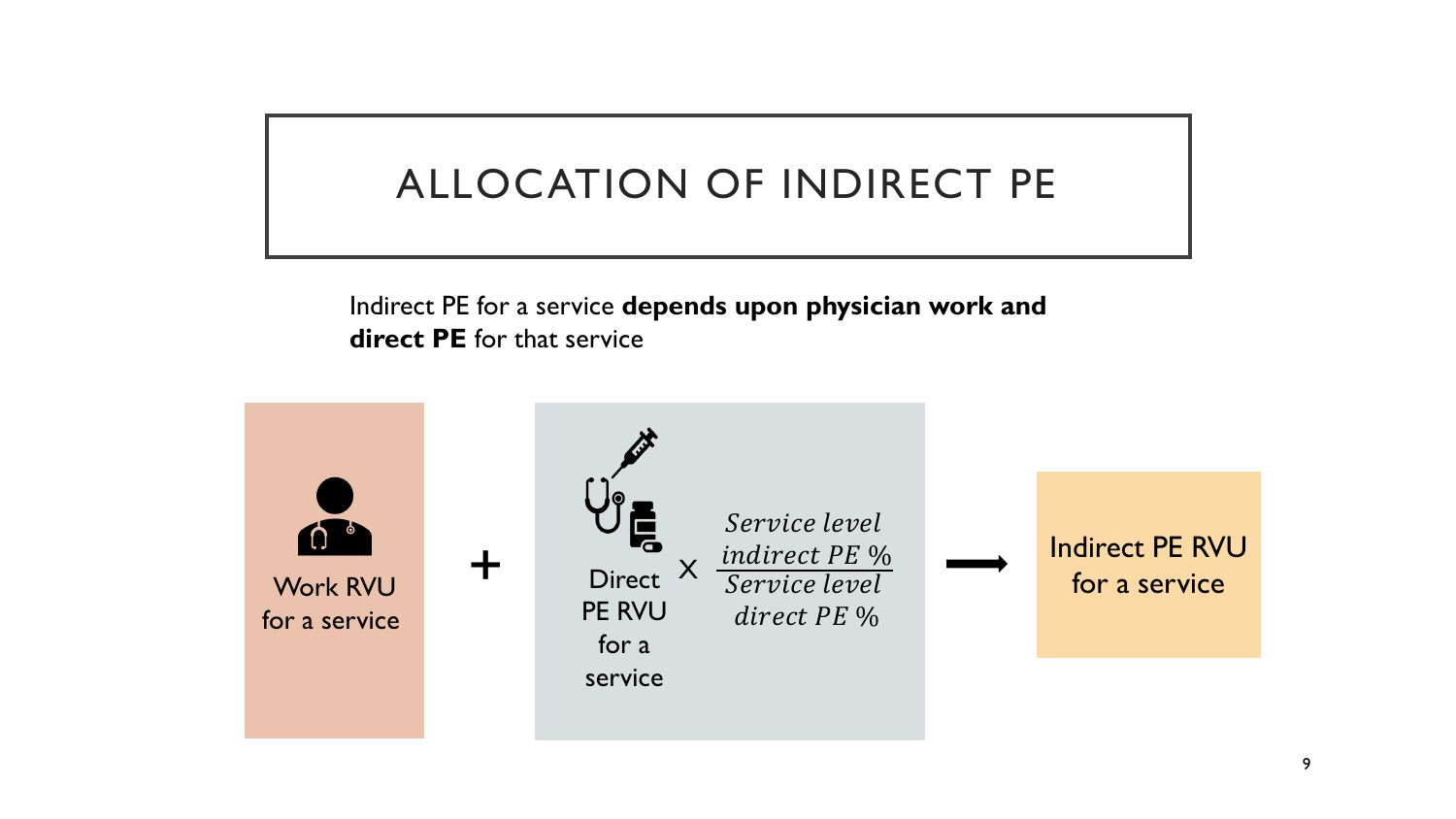# ALLOCATION OF INDIRECT PE

Indirect PE for a service **depends upon physician work and direct PE** for that service

Work RVU for a service + Direct PE RVU for a service × $\frac{\textit{Service level indirect PE \%}}{\textit{Service level direct PE \%}}$ → Indirect PE RVU for a service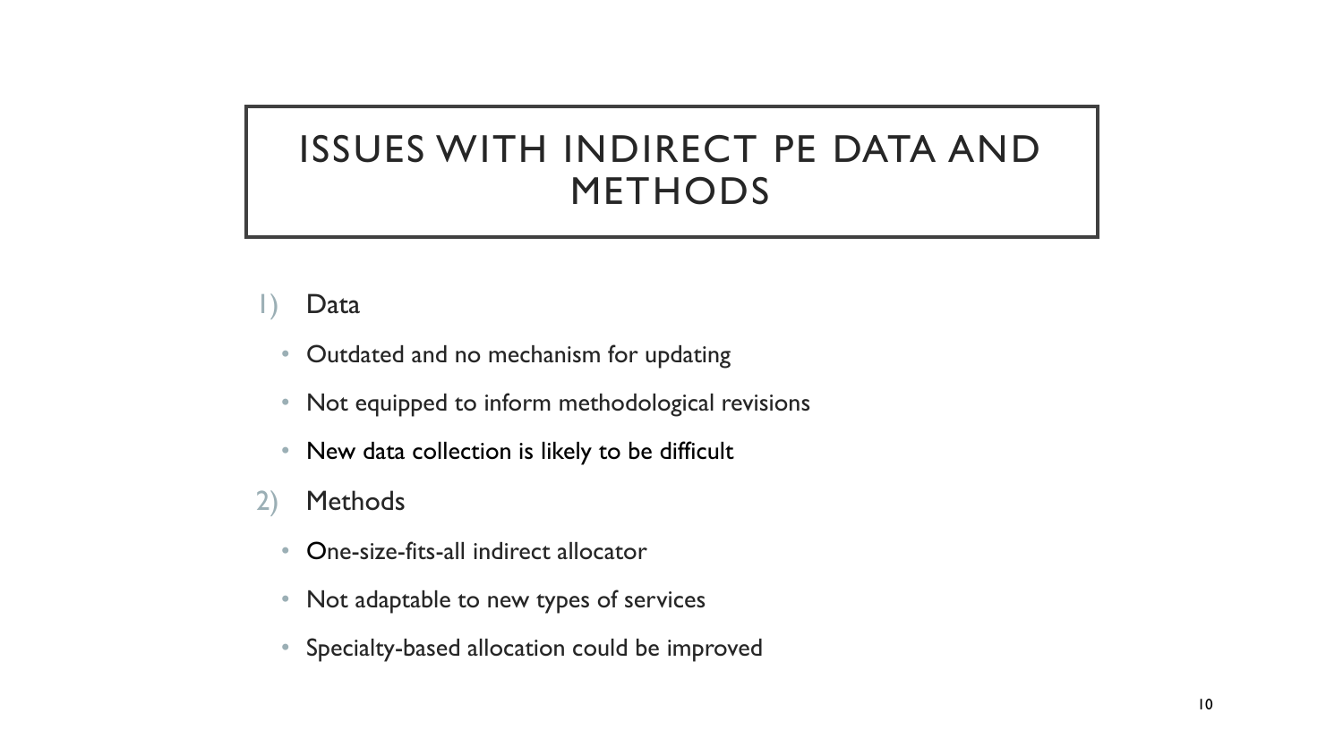# ISSUES WITH INDIRECT PE DATA AND METHODS

1) Data
   - Outdated and no mechanism for updating
   - Not equipped to inform methodological revisions
   - New data collection is likely to be difficult
2) Methods
   - One-size-fits-all indirect allocator
   - Not adaptable to new types of services
   - Specialty-based allocation could be improved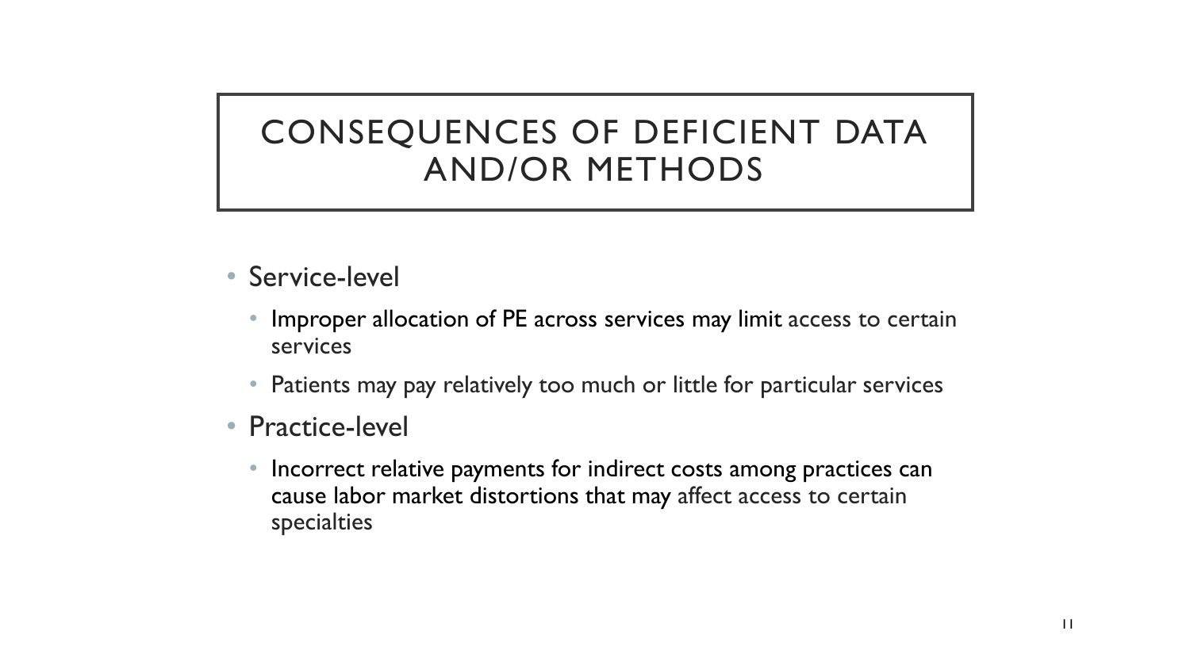# CONSEQUENCES OF DEFICIENT DATA AND/OR METHODS

- Service-level
  - Improper allocation of PE across services may limit access to certain services
  - Patients may pay relatively too much or little for particular services
- Practice-level
  - Incorrect relative payments for indirect costs among practices can cause labor market distortions that may affect access to certain specialties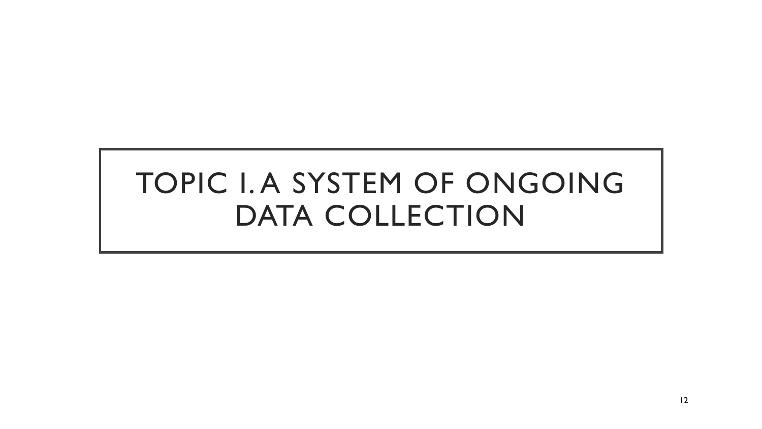# TOPIC 1. A SYSTEM OF ONGOING DATA COLLECTION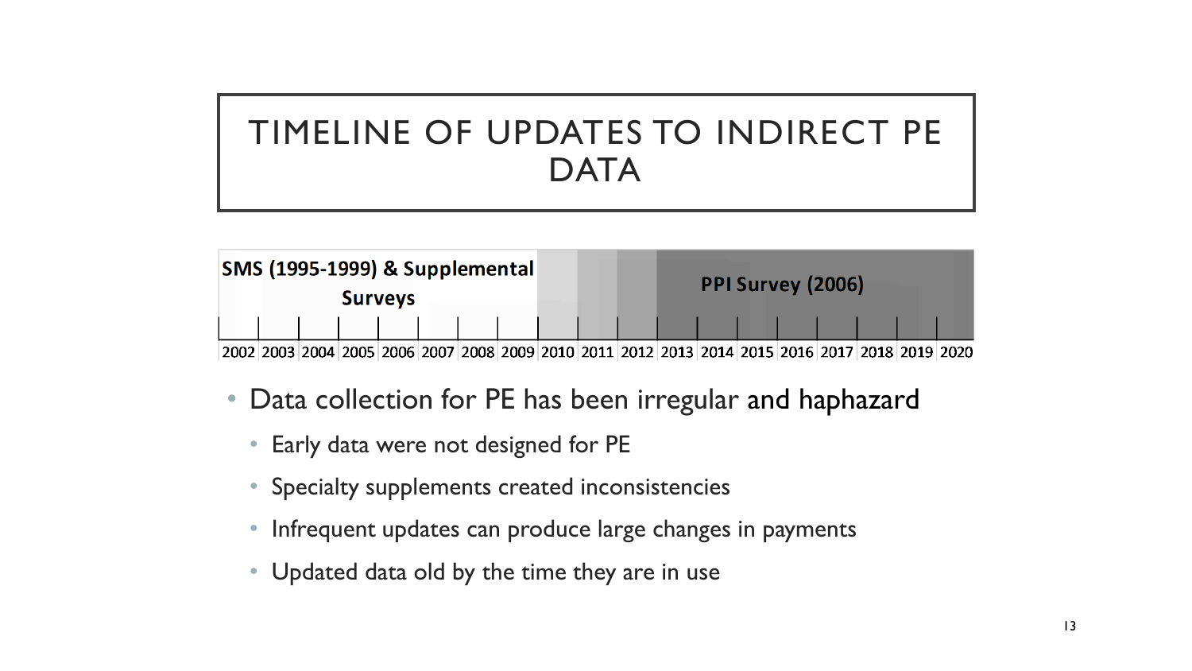# TIMELINE OF UPDATES TO INDIRECT PE DATA

| SMS (1995-1999) & Supplemental Surveys | | | | | | | | | | | PPI Survey (2006) | | | | | | | |
|---|---|---|---|---|---|---|---|---|---|---|---|---|---|---|---|---|---|---|
| 2002 | 2003 | 2004 | 2005 | 2006 | 2007 | 2008 | 2009 | 2010 | 2011 | 2012 | 2013 | 2014 | 2015 | 2016 | 2017 | 2018 | 2019 | 2020 |

- Data collection for PE has been irregular and haphazard
  - Early data were not designed for PE
  - Specialty supplements created inconsistencies
  - Infrequent updates can produce large changes in payments
  - Updated data old by the time they are in use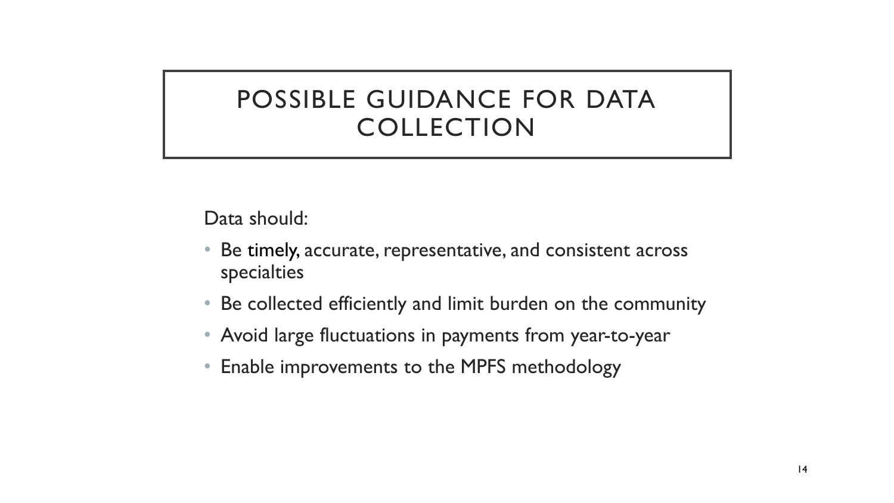# POSSIBLE GUIDANCE FOR DATA COLLECTION

Data should:

- Be timely, accurate, representative, and consistent across specialties
- Be collected efficiently and limit burden on the community
- Avoid large fluctuations in payments from year-to-year
- Enable improvements to the MPFS methodology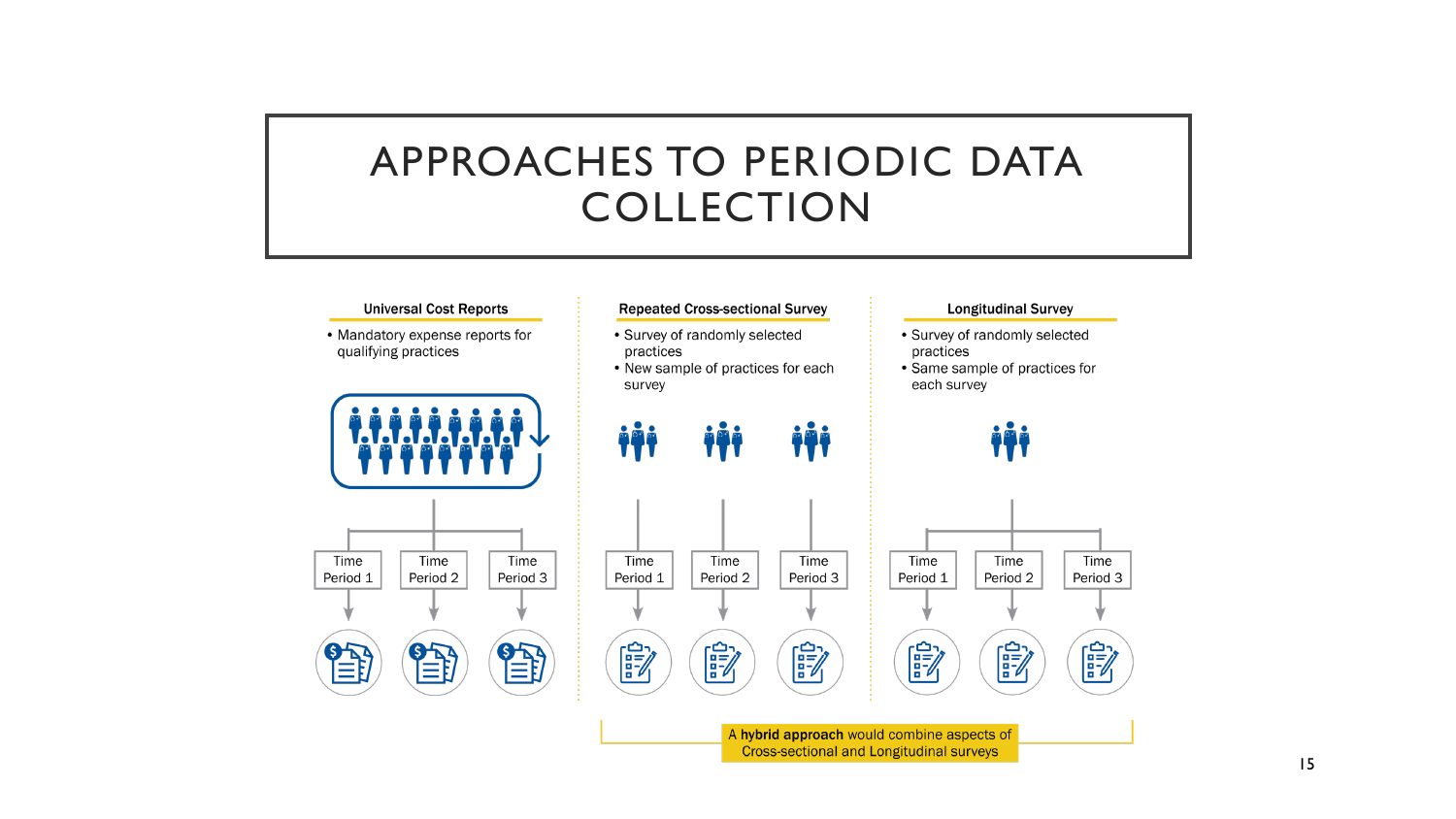# APPROACHES TO PERIODIC DATA COLLECTION

### Universal Cost Reports

- Mandatory expense reports for qualifying practices

Time Period 1 | Time Period 2 | Time Period 3

### Repeated Cross-sectional Survey

- Survey of randomly selected practices
- New sample of practices for each survey

Time Period 1 | Time Period 2 | Time Period 3

### Longitudinal Survey

- Survey of randomly selected practices
- Same sample of practices for each survey

Time Period 1 | Time Period 2 | Time Period 3

A **hybrid approach** would combine aspects of Cross-sectional and Longitudinal surveys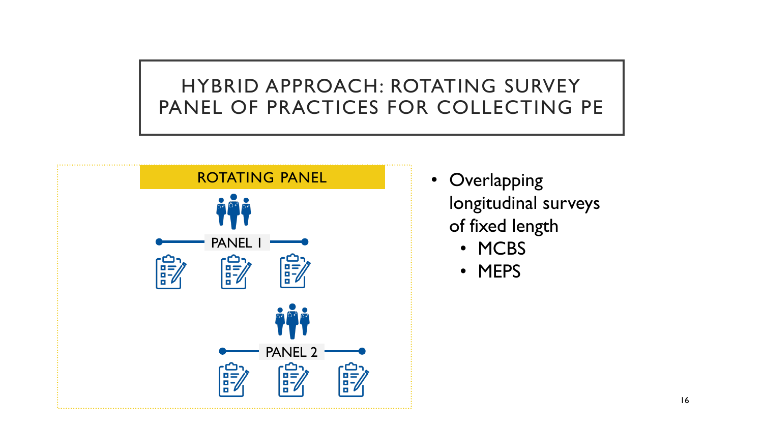# HYBRID APPROACH: ROTATING SURVEY PANEL OF PRACTICES FOR COLLECTING PE

ROTATING PANEL

PANEL 1

PANEL 2

- Overlapping longitudinal surveys of fixed length
  - MCBS
  - MEPS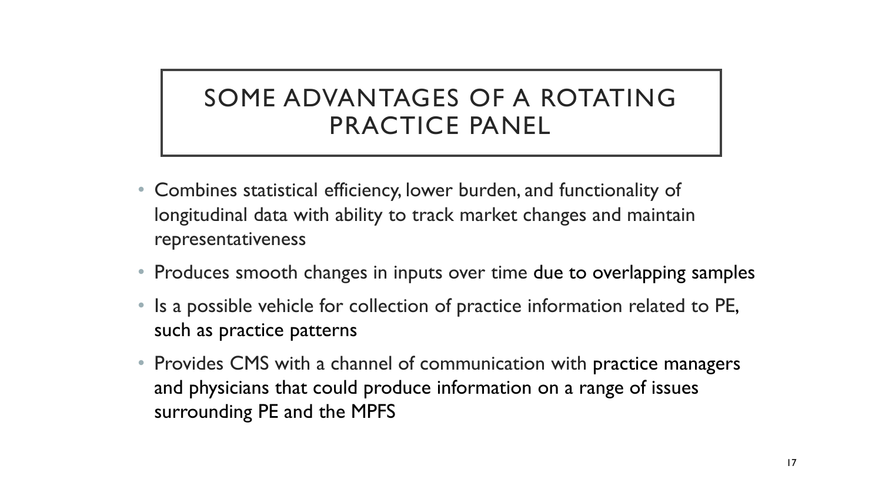# SOME ADVANTAGES OF A ROTATING PRACTICE PANEL

- Combines statistical efficiency, lower burden, and functionality of longitudinal data with ability to track market changes and maintain representativeness
- Produces smooth changes in inputs over time due to overlapping samples
- Is a possible vehicle for collection of practice information related to PE, such as practice patterns
- Provides CMS with a channel of communication with practice managers and physicians that could produce information on a range of issues surrounding PE and the MPFS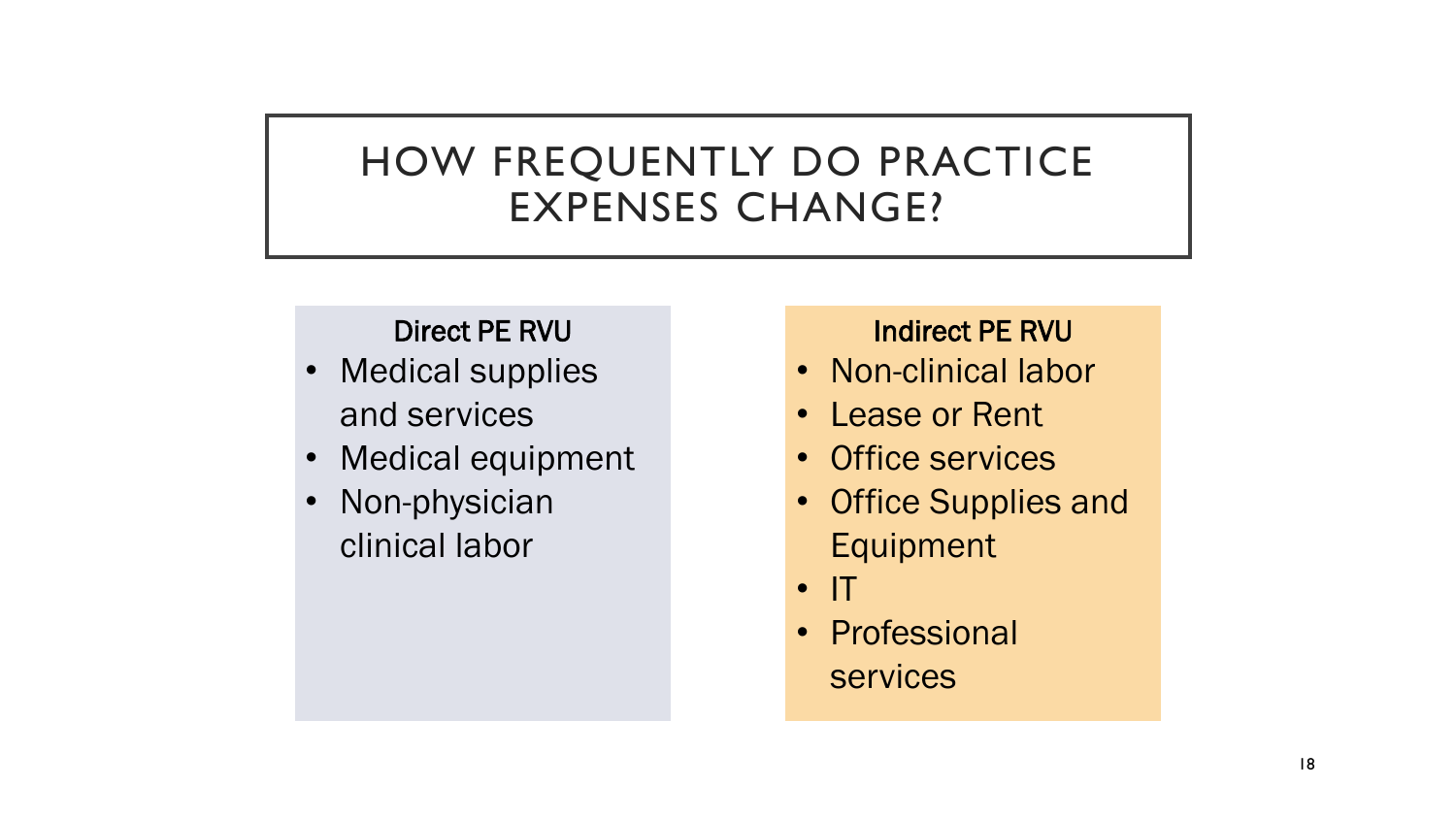# HOW FREQUENTLY DO PRACTICE EXPENSES CHANGE?

**Direct PE RVU**

- Medical supplies and services
- Medical equipment
- Non-physician clinical labor

**Indirect PE RVU**

- Non-clinical labor
- Lease or Rent
- Office services
- Office Supplies and Equipment
- IT
- Professional services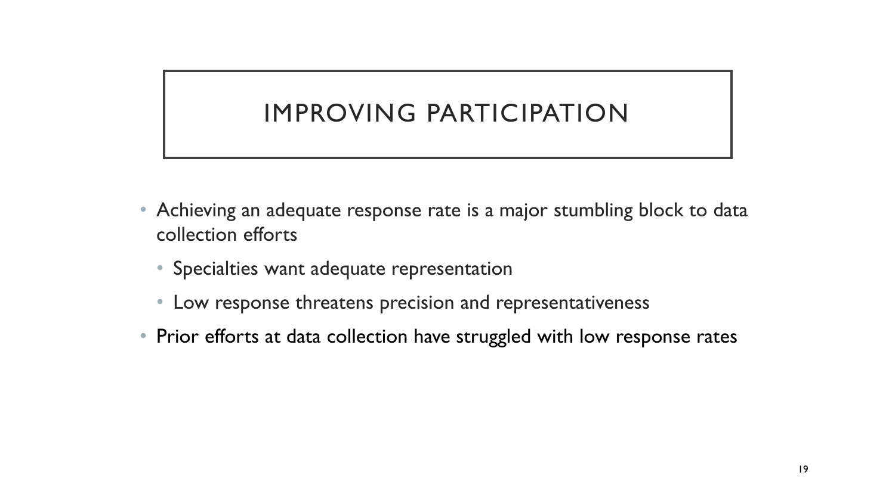# IMPROVING PARTICIPATION

- Achieving an adequate response rate is a major stumbling block to data collection efforts
  - Specialties want adequate representation
  - Low response threatens precision and representativeness
- Prior efforts at data collection have struggled with low response rates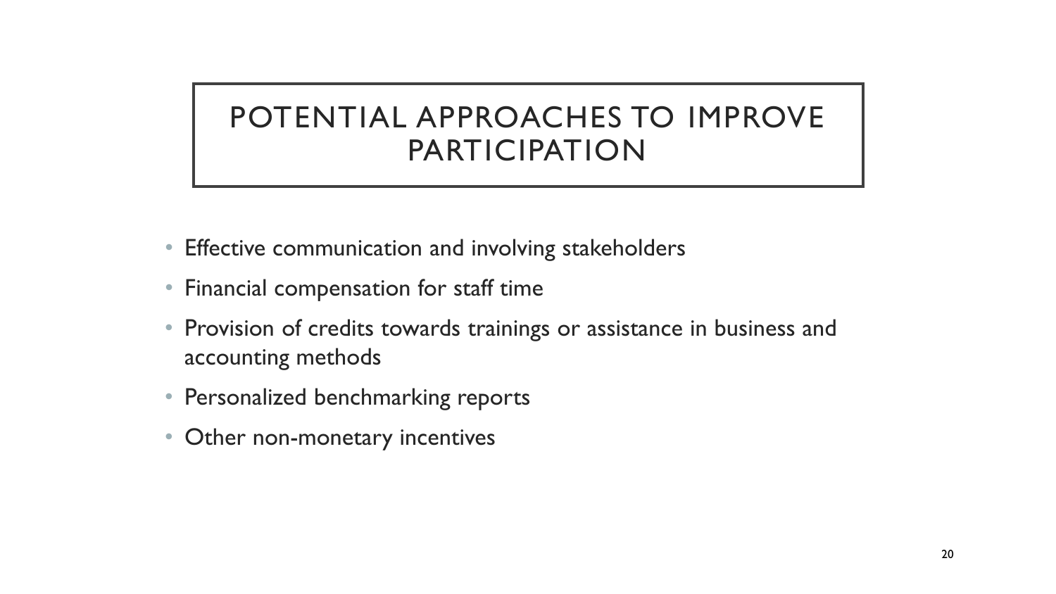# POTENTIAL APPROACHES TO IMPROVE PARTICIPATION

- Effective communication and involving stakeholders
- Financial compensation for staff time
- Provision of credits towards trainings or assistance in business and accounting methods
- Personalized benchmarking reports
- Other non-monetary incentives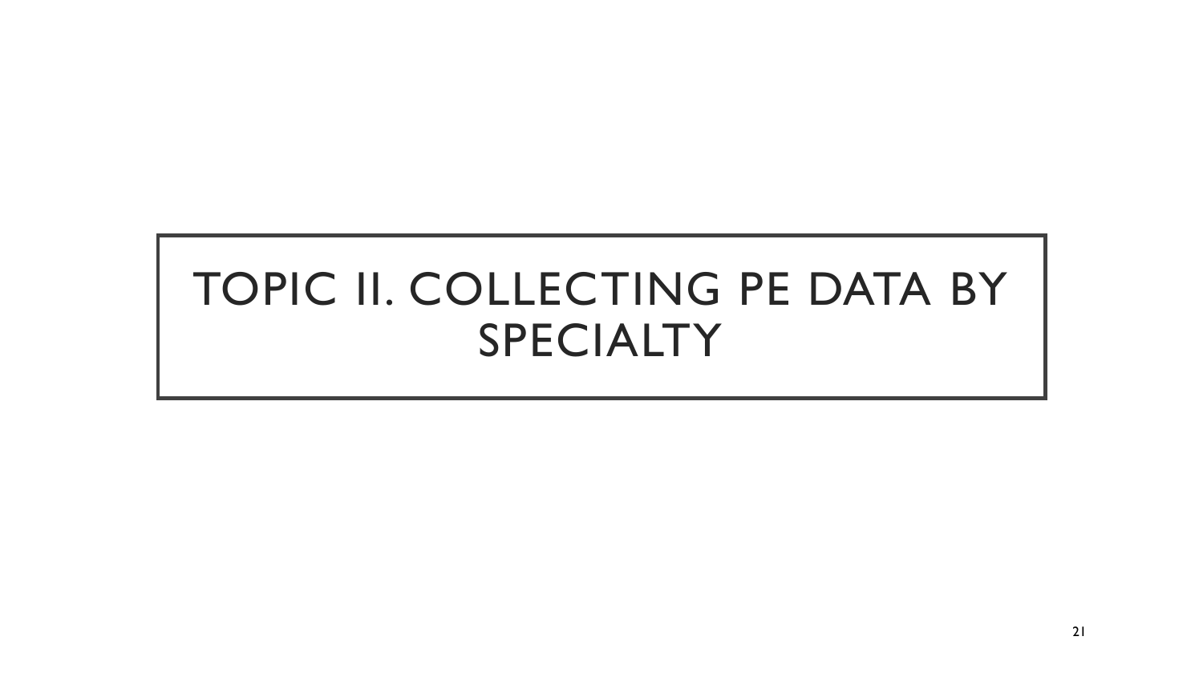# TOPIC II. COLLECTING PE DATA BY SPECIALTY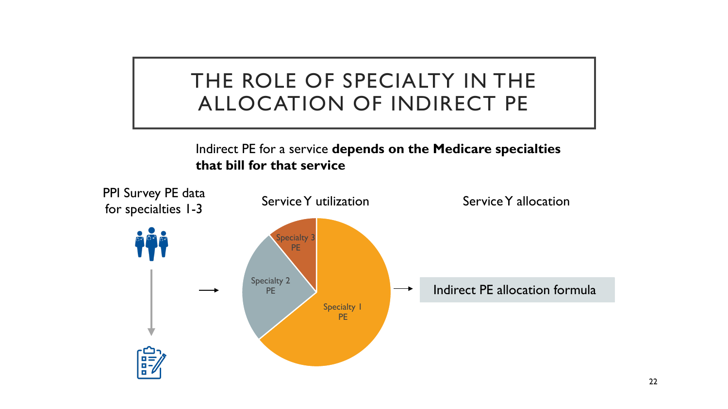# THE ROLE OF SPECIALTY IN THE ALLOCATION OF INDIRECT PE

Indirect PE for a service **depends on the Medicare specialties that bill for that service**

PPI Survey PE data for specialties 1-3

Service Y utilization

Specialty 3 PE

Specialty 2 PE

Specialty 1 PE

Service Y allocation

Indirect PE allocation formula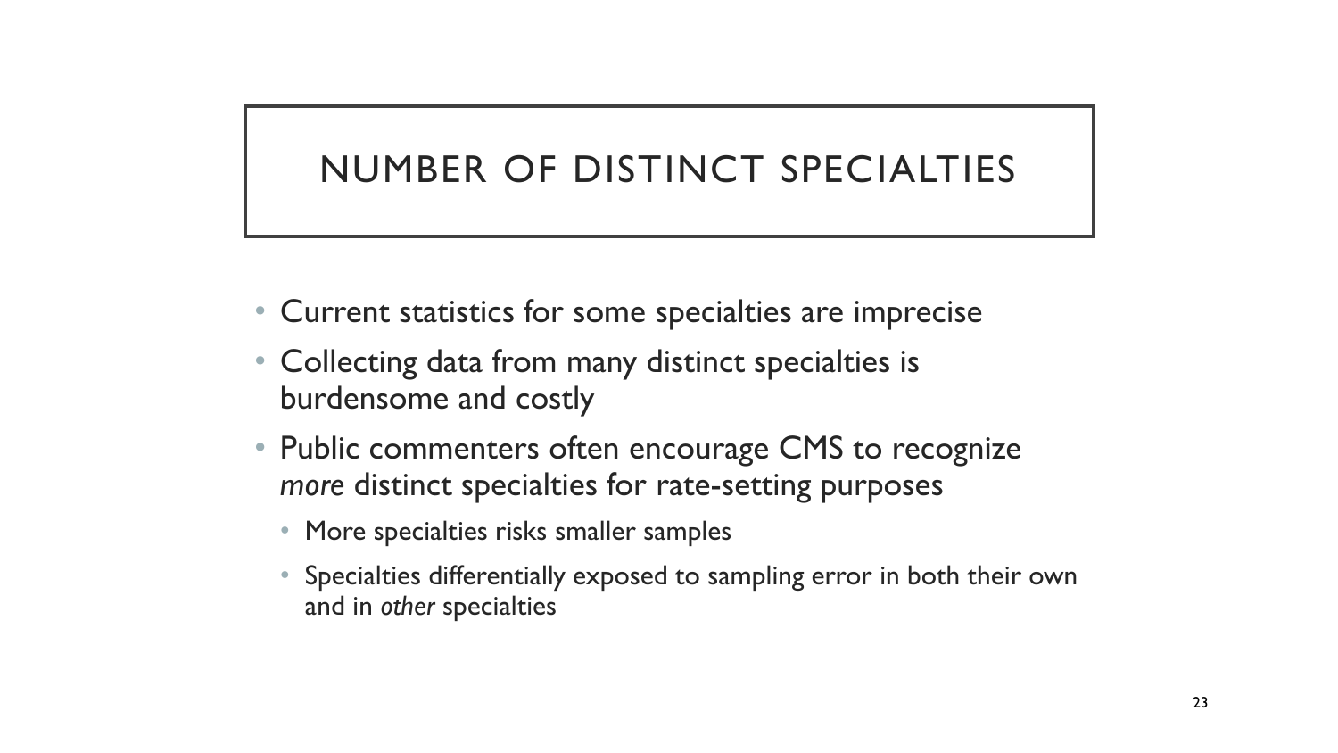# NUMBER OF DISTINCT SPECIALTIES

- Current statistics for some specialties are imprecise
- Collecting data from many distinct specialties is burdensome and costly
- Public commenters often encourage CMS to recognize *more* distinct specialties for rate-setting purposes
  - More specialties risks smaller samples
  - Specialties differentially exposed to sampling error in both their own and in *other* specialties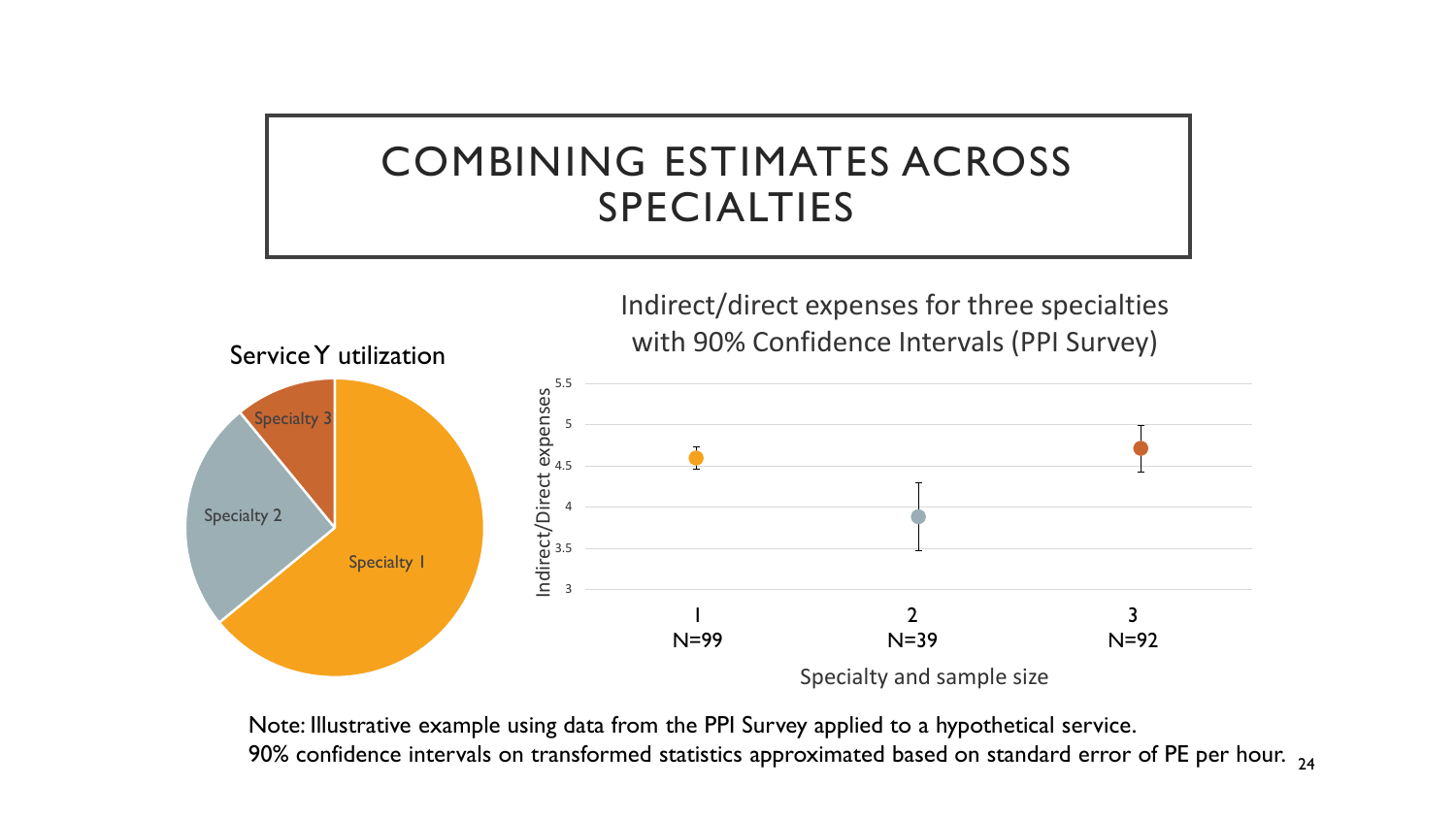# COMBINING ESTIMATES ACROSS SPECIALTIES

Service Y utilization

Specialty 1

Specialty 2

Specialty 3

Indirect/direct expenses for three specialties with 90% Confidence Intervals (PPI Survey)

Indirect/Direct expenses

5.5

5

4.5

4

3.5

3

1 N=99

2 N=39

3 N=92

Specialty and sample size

Note: Illustrative example using data from the PPI Survey applied to a hypothetical service.
90% confidence intervals on transformed statistics approximated based on standard error of PE per hour.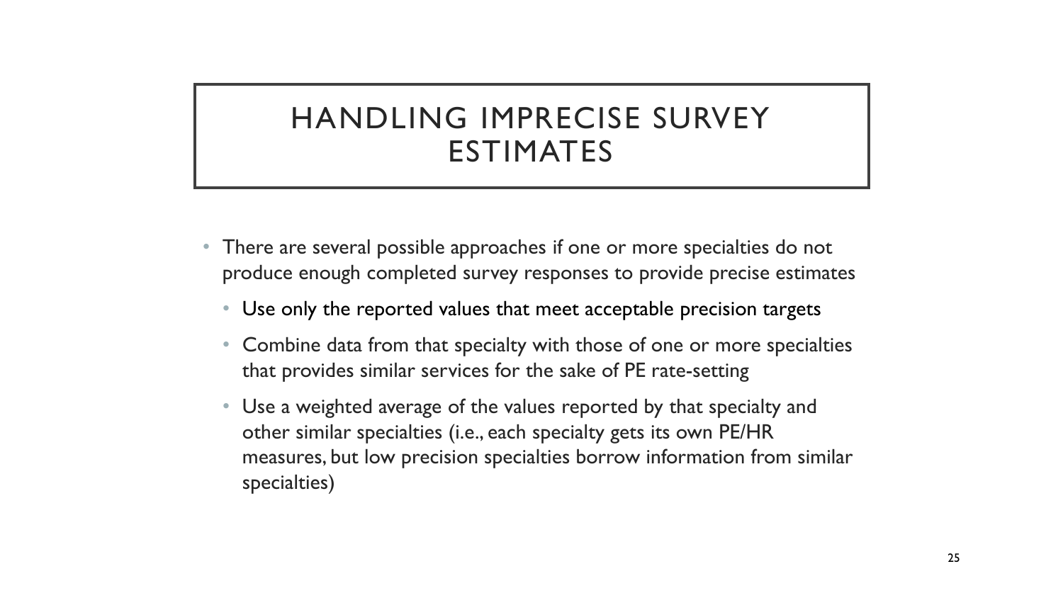# HANDLING IMPRECISE SURVEY ESTIMATES

- There are several possible approaches if one or more specialties do not produce enough completed survey responses to provide precise estimates
  - Use only the reported values that meet acceptable precision targets
  - Combine data from that specialty with those of one or more specialties that provides similar services for the sake of PE rate-setting
  - Use a weighted average of the values reported by that specialty and other similar specialties (i.e., each specialty gets its own PE/HR measures, but low precision specialties borrow information from similar specialties)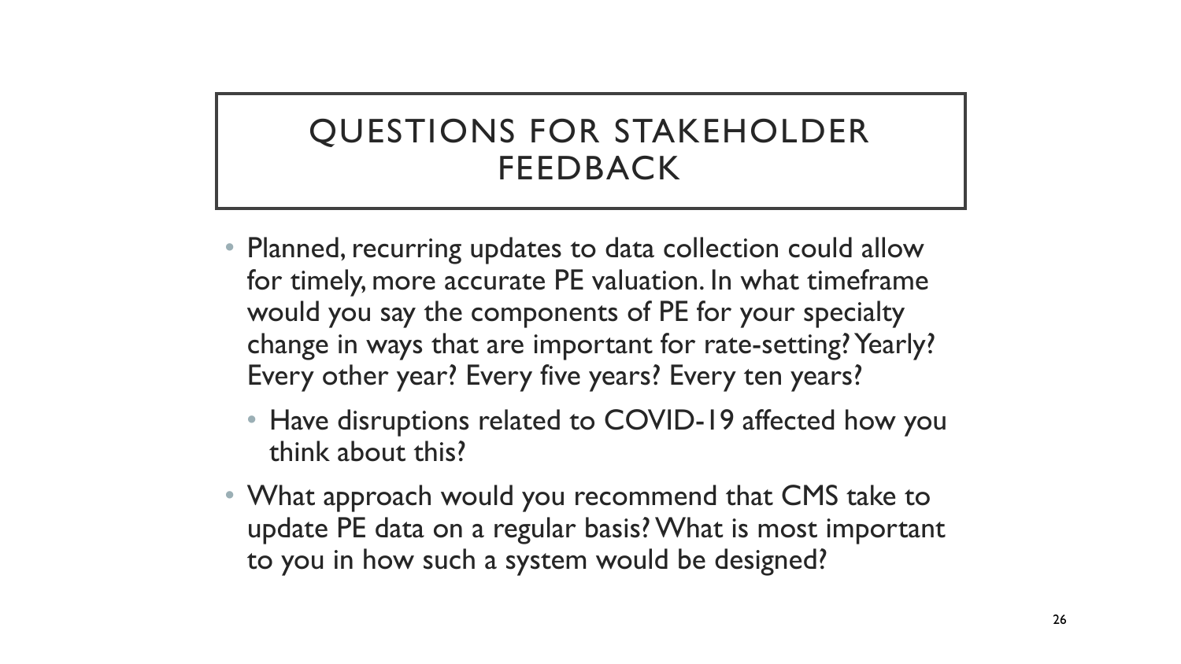# QUESTIONS FOR STAKEHOLDER FEEDBACK

- Planned, recurring updates to data collection could allow for timely, more accurate PE valuation. In what timeframe would you say the components of PE for your specialty change in ways that are important for rate-setting? Yearly? Every other year? Every five years? Every ten years?
  - Have disruptions related to COVID-19 affected how you think about this?
- What approach would you recommend that CMS take to update PE data on a regular basis? What is most important to you in how such a system would be designed?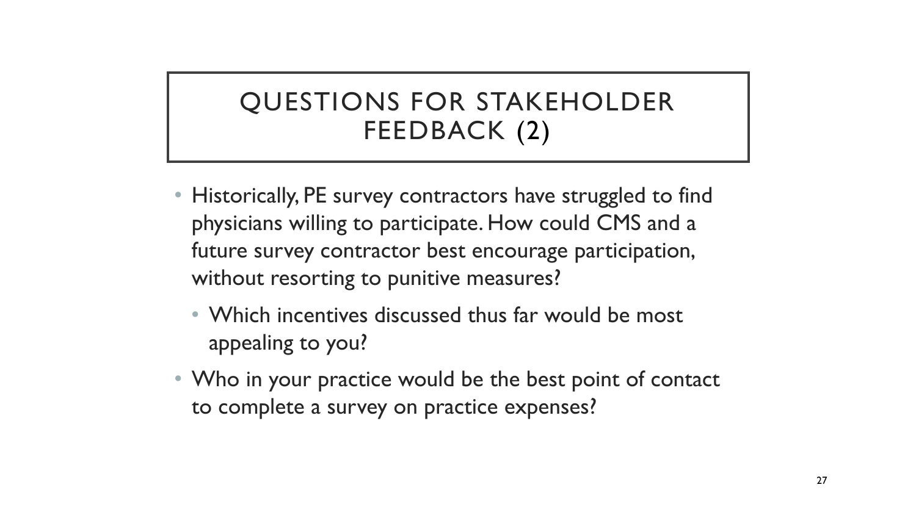# QUESTIONS FOR STAKEHOLDER FEEDBACK (2)

- Historically, PE survey contractors have struggled to find physicians willing to participate. How could CMS and a future survey contractor best encourage participation, without resorting to punitive measures?
  - Which incentives discussed thus far would be most appealing to you?
- Who in your practice would be the best point of contact to complete a survey on practice expenses?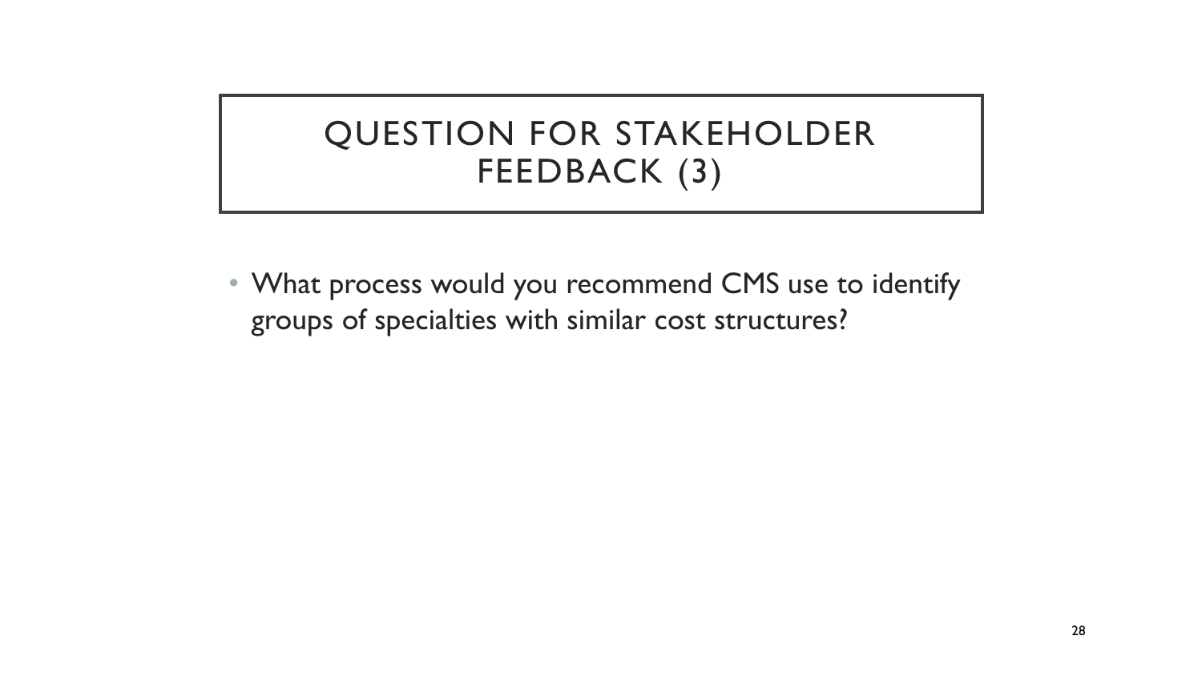# QUESTION FOR STAKEHOLDER FEEDBACK (3)

- What process would you recommend CMS use to identify groups of specialties with similar cost structures?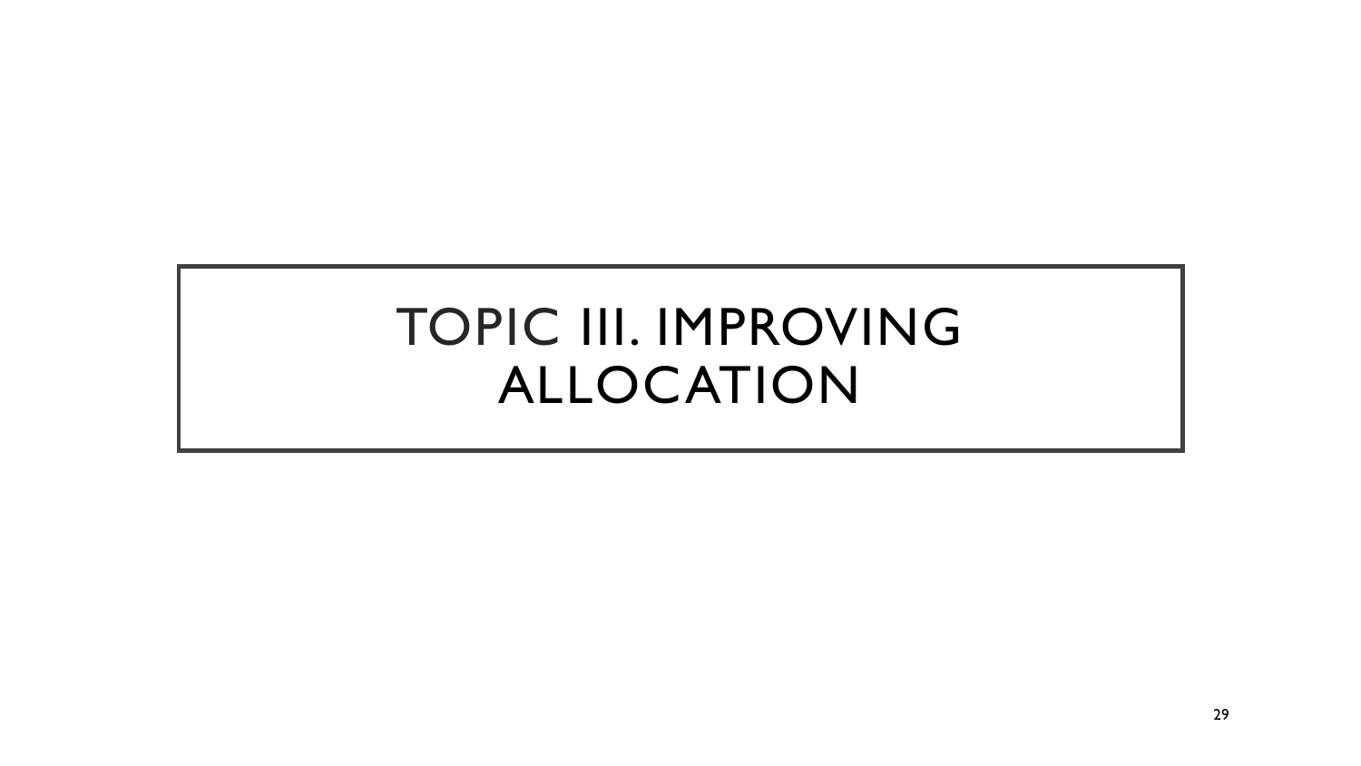# TOPIC III. IMPROVING ALLOCATION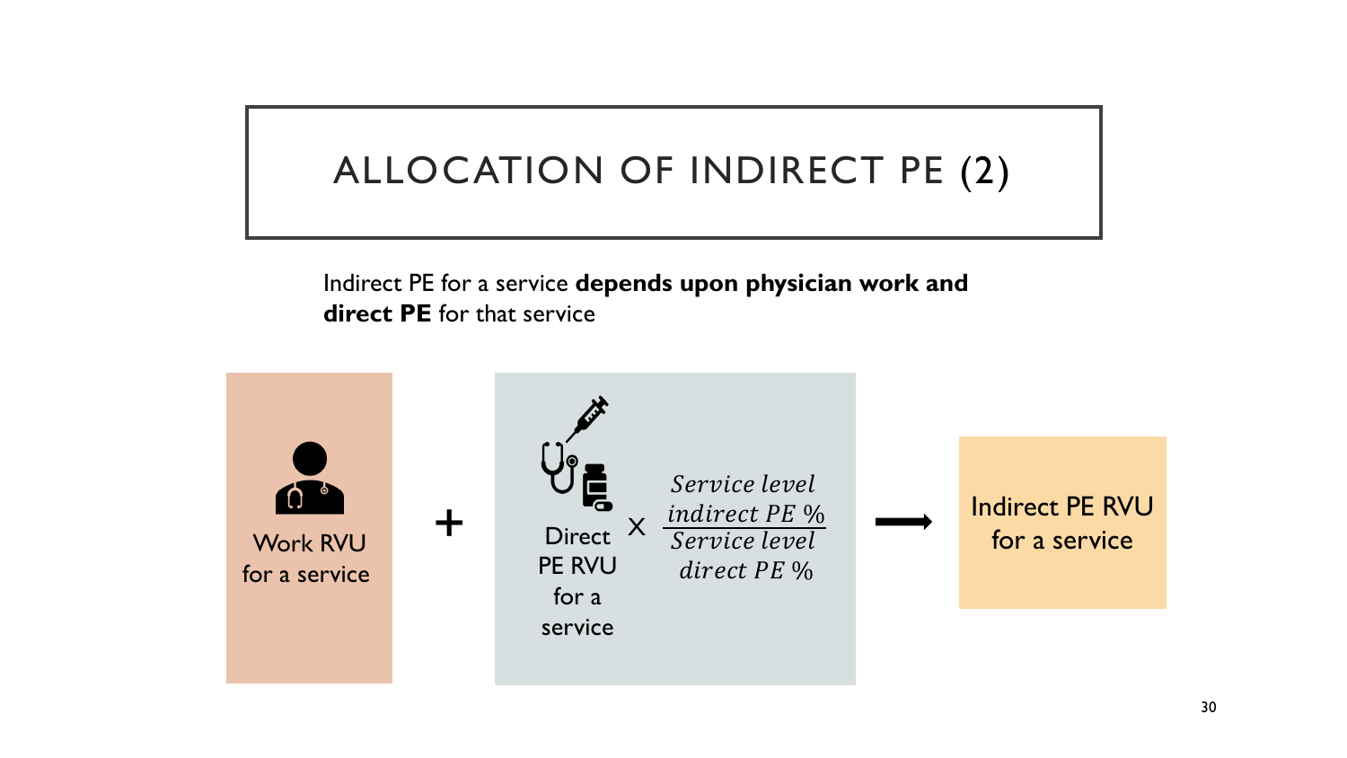# ALLOCATION OF INDIRECT PE (2)

Indirect PE for a service **depends upon physician work and direct PE** for that service

Work RVU for a service + Direct PE RVU for a service X $\frac{\textit{Service level indirect PE \%}}{\textit{Service level direct PE \%}}$ ⟶ Indirect PE RVU for a service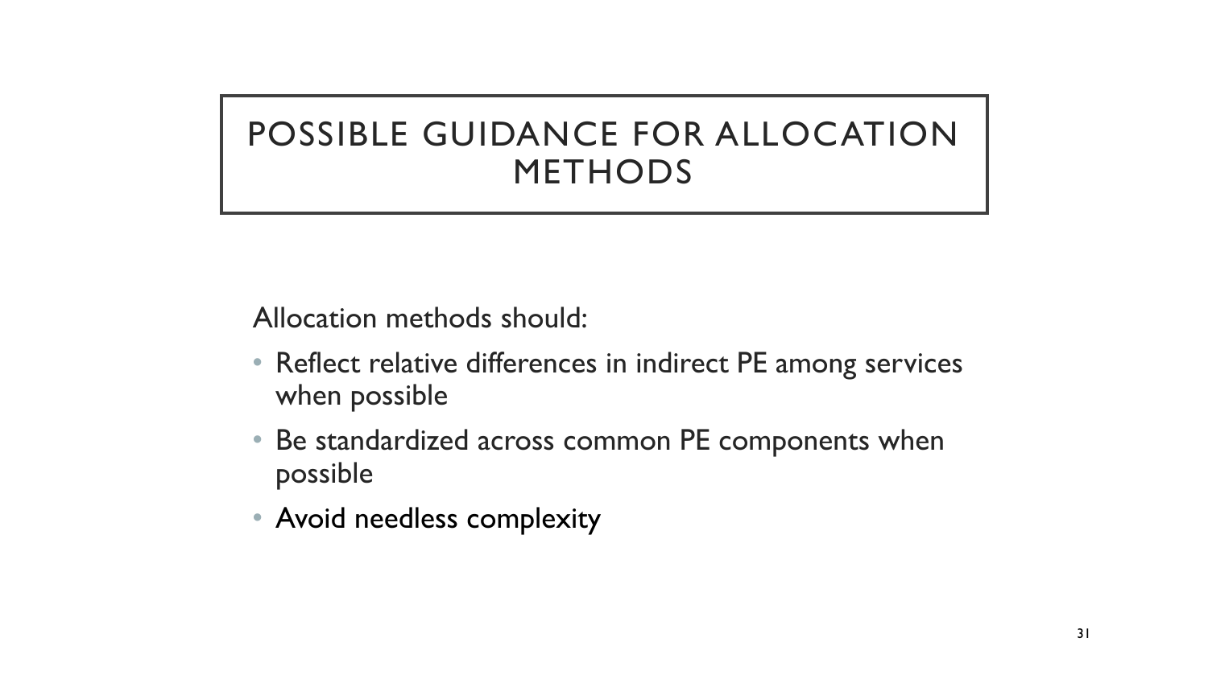# POSSIBLE GUIDANCE FOR ALLOCATION METHODS

Allocation methods should:

- Reflect relative differences in indirect PE among services when possible
- Be standardized across common PE components when possible
- Avoid needless complexity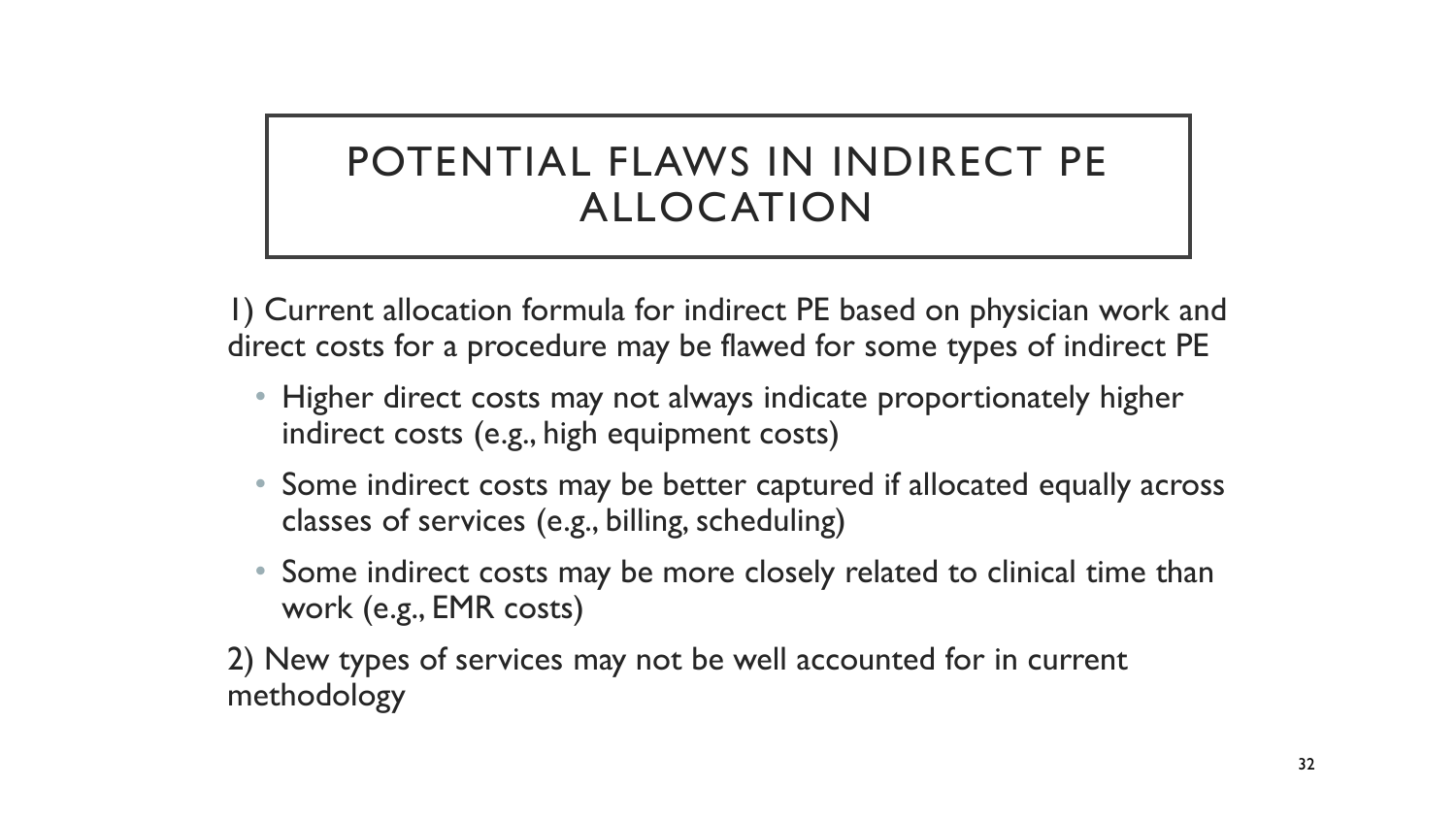# POTENTIAL FLAWS IN INDIRECT PE ALLOCATION

1) Current allocation formula for indirect PE based on physician work and direct costs for a procedure may be flawed for some types of indirect PE

- Higher direct costs may not always indicate proportionately higher indirect costs (e.g., high equipment costs)
- Some indirect costs may be better captured if allocated equally across classes of services (e.g., billing, scheduling)
- Some indirect costs may be more closely related to clinical time than work (e.g., EMR costs)

2) New types of services may not be well accounted for in current methodology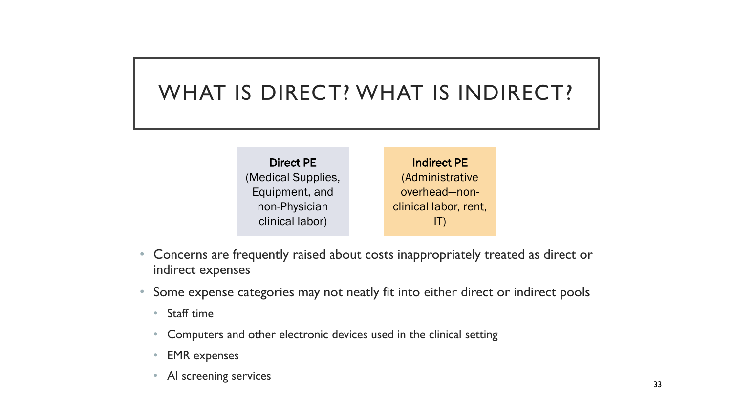# WHAT IS DIRECT? WHAT IS INDIRECT?

| **Direct PE** (Medical Supplies, Equipment, and non-Physician clinical labor) | **Indirect PE** (Administrative overhead—non-clinical labor, rent, IT) |
| --- | --- |

- Concerns are frequently raised about costs inappropriately treated as direct or indirect expenses
- Some expense categories may not neatly fit into either direct or indirect pools
  - Staff time
  - Computers and other electronic devices used in the clinical setting
  - EMR expenses
  - AI screening services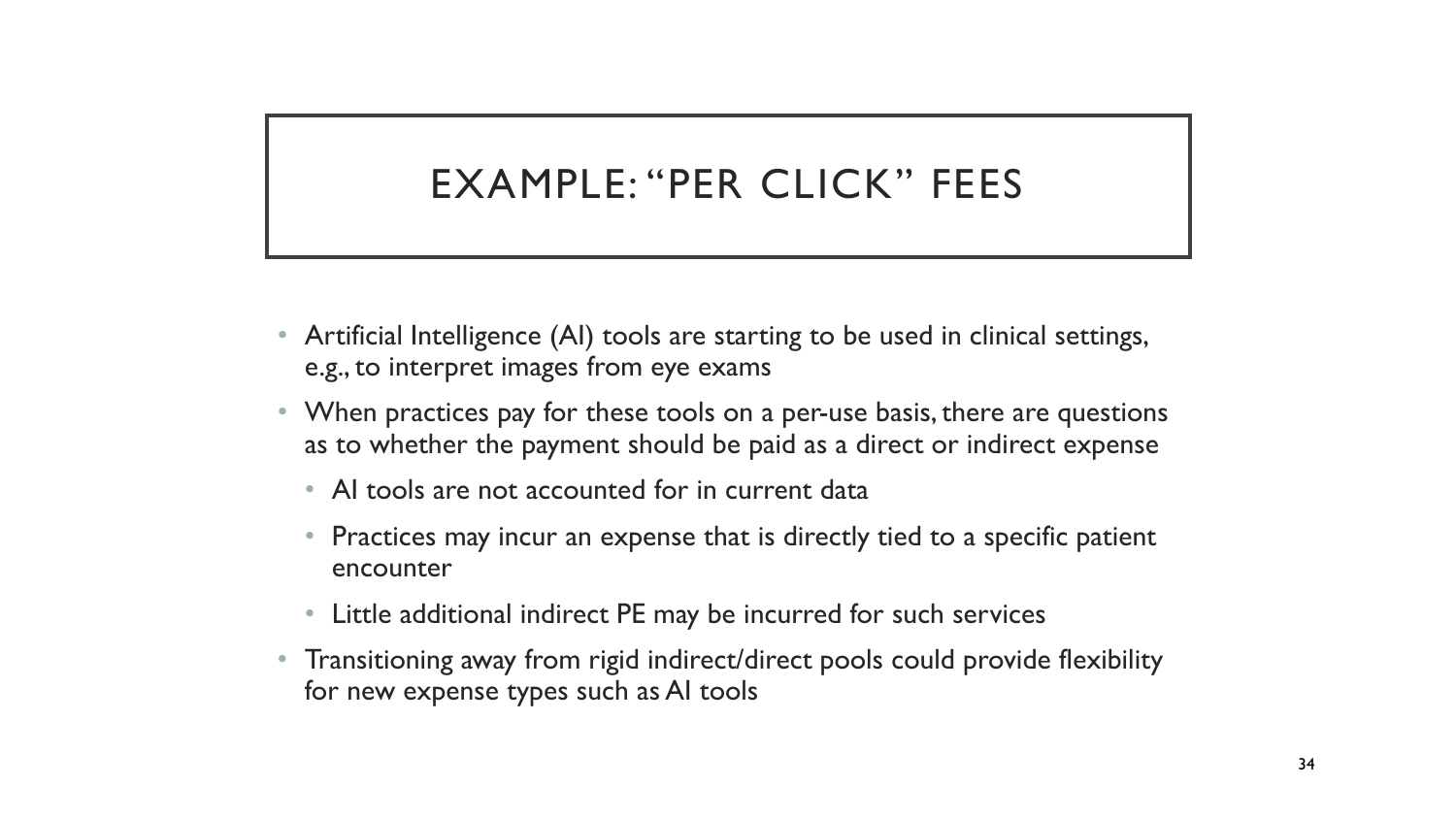# EXAMPLE: "PER CLICK" FEES

- Artificial Intelligence (AI) tools are starting to be used in clinical settings, e.g., to interpret images from eye exams
- When practices pay for these tools on a per-use basis, there are questions as to whether the payment should be paid as a direct or indirect expense
  - AI tools are not accounted for in current data
  - Practices may incur an expense that is directly tied to a specific patient encounter
  - Little additional indirect PE may be incurred for such services
- Transitioning away from rigid indirect/direct pools could provide flexibility for new expense types such as AI tools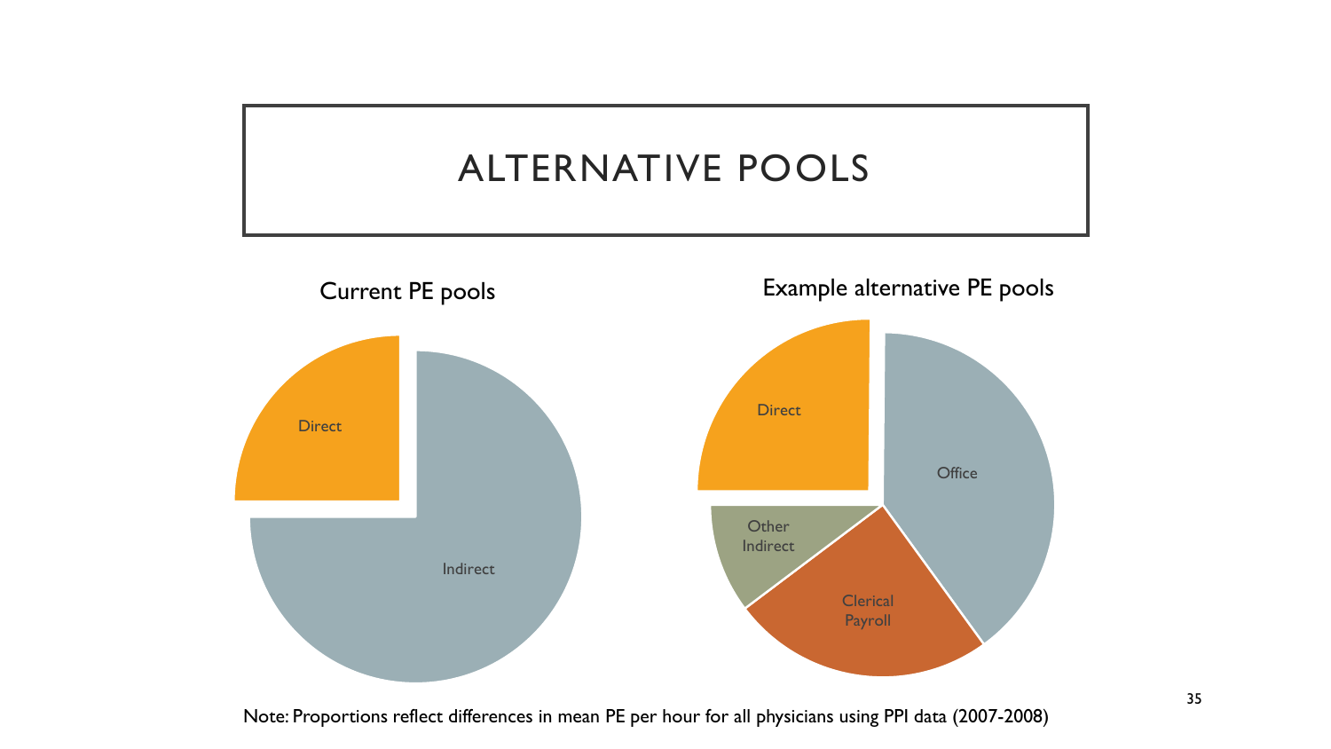# ALTERNATIVE POOLS

Current PE pools

Direct

Indirect

Example alternative PE pools

Direct

Office

Other Indirect

Clerical Payroll

Note: Proportions reflect differences in mean PE per hour for all physicians using PPI data (2007-2008)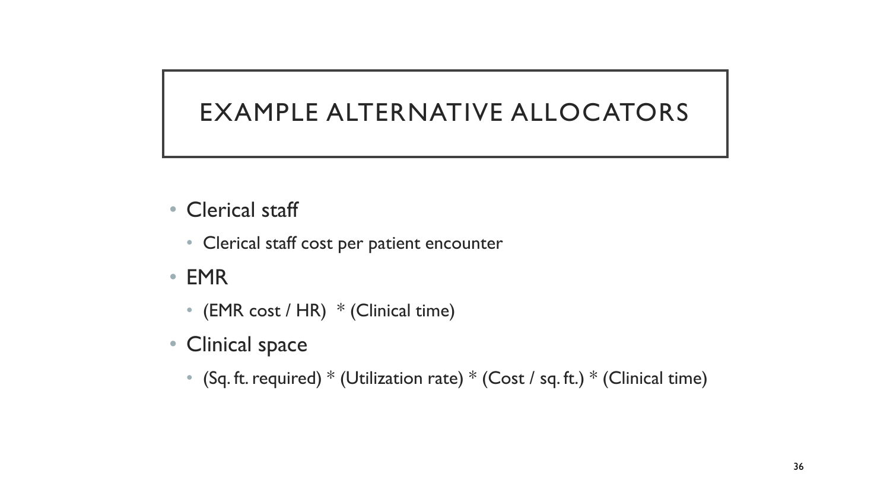# EXAMPLE ALTERNATIVE ALLOCATORS

- Clerical staff
  - Clerical staff cost per patient encounter
- EMR
  - (EMR cost / HR) * (Clinical time)
- Clinical space
  - (Sq. ft. required) * (Utilization rate) * (Cost / sq. ft.) * (Clinical time)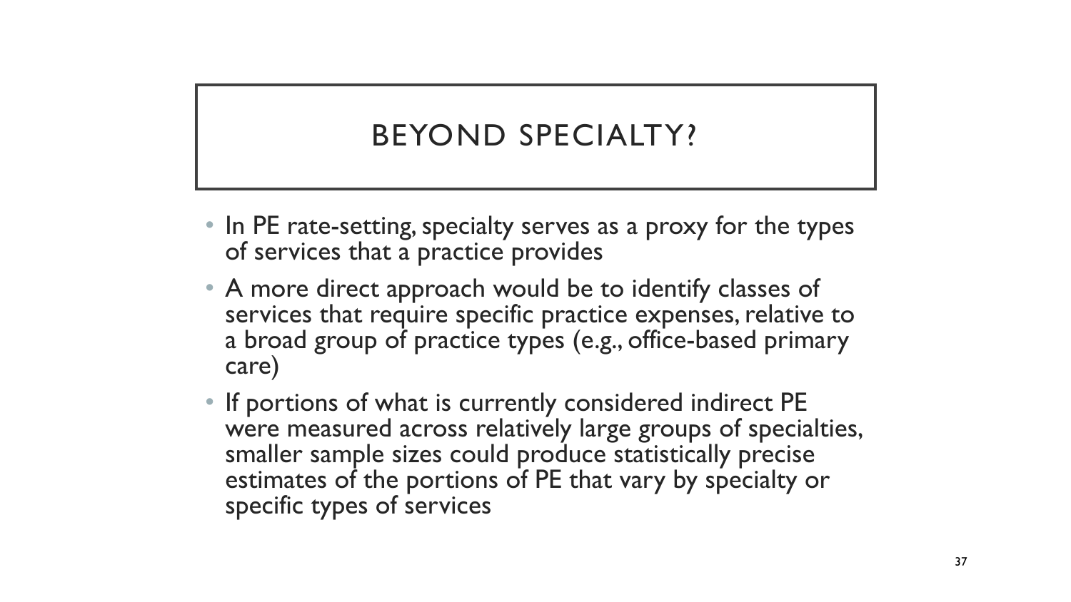# BEYOND SPECIALTY?

- In PE rate-setting, specialty serves as a proxy for the types of services that a practice provides
- A more direct approach would be to identify classes of services that require specific practice expenses, relative to a broad group of practice types (e.g., office-based primary care)
- If portions of what is currently considered indirect PE were measured across relatively large groups of specialties, smaller sample sizes could produce statistically precise estimates of the portions of PE that vary by specialty or specific types of services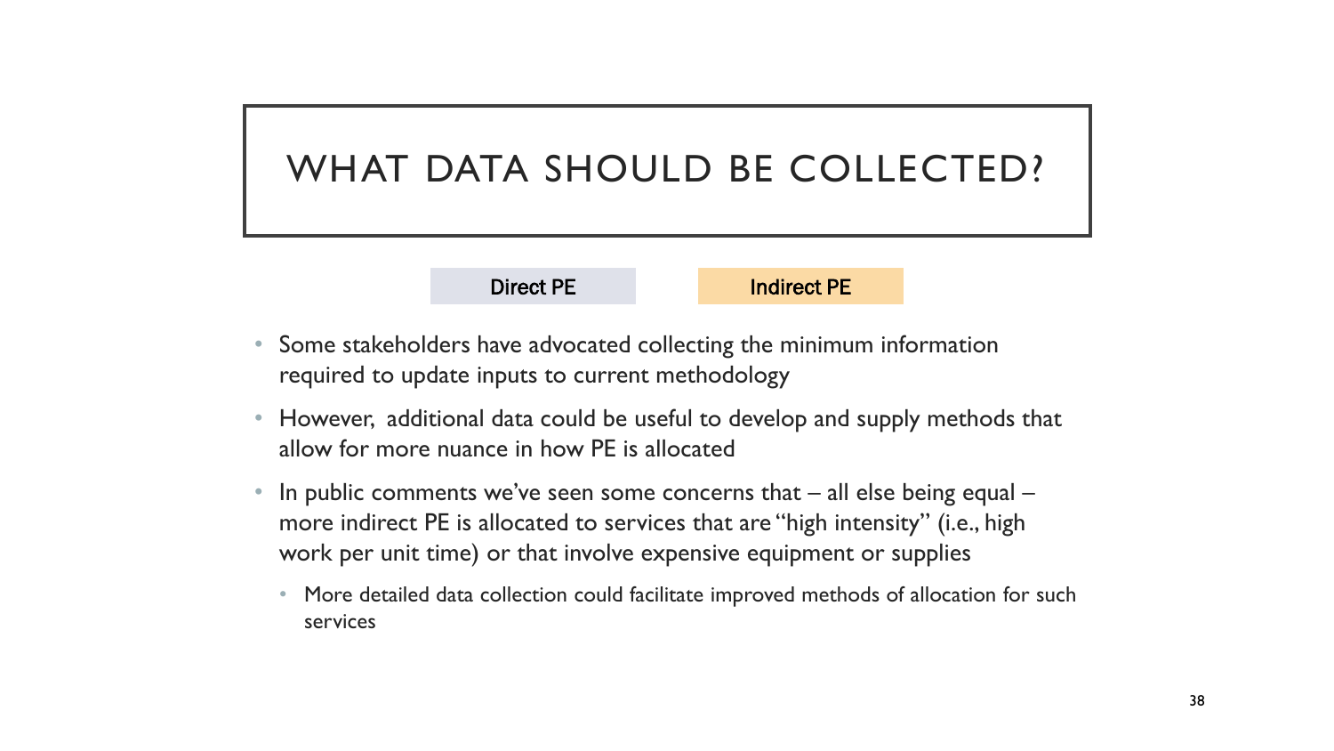# WHAT DATA SHOULD BE COLLECTED?

Direct PE | Indirect PE

- Some stakeholders have advocated collecting the minimum information required to update inputs to current methodology
- However, additional data could be useful to develop and supply methods that allow for more nuance in how PE is allocated
- In public comments we've seen some concerns that – all else being equal – more indirect PE is allocated to services that are "high intensity" (i.e., high work per unit time) or that involve expensive equipment or supplies
  - More detailed data collection could facilitate improved methods of allocation for such services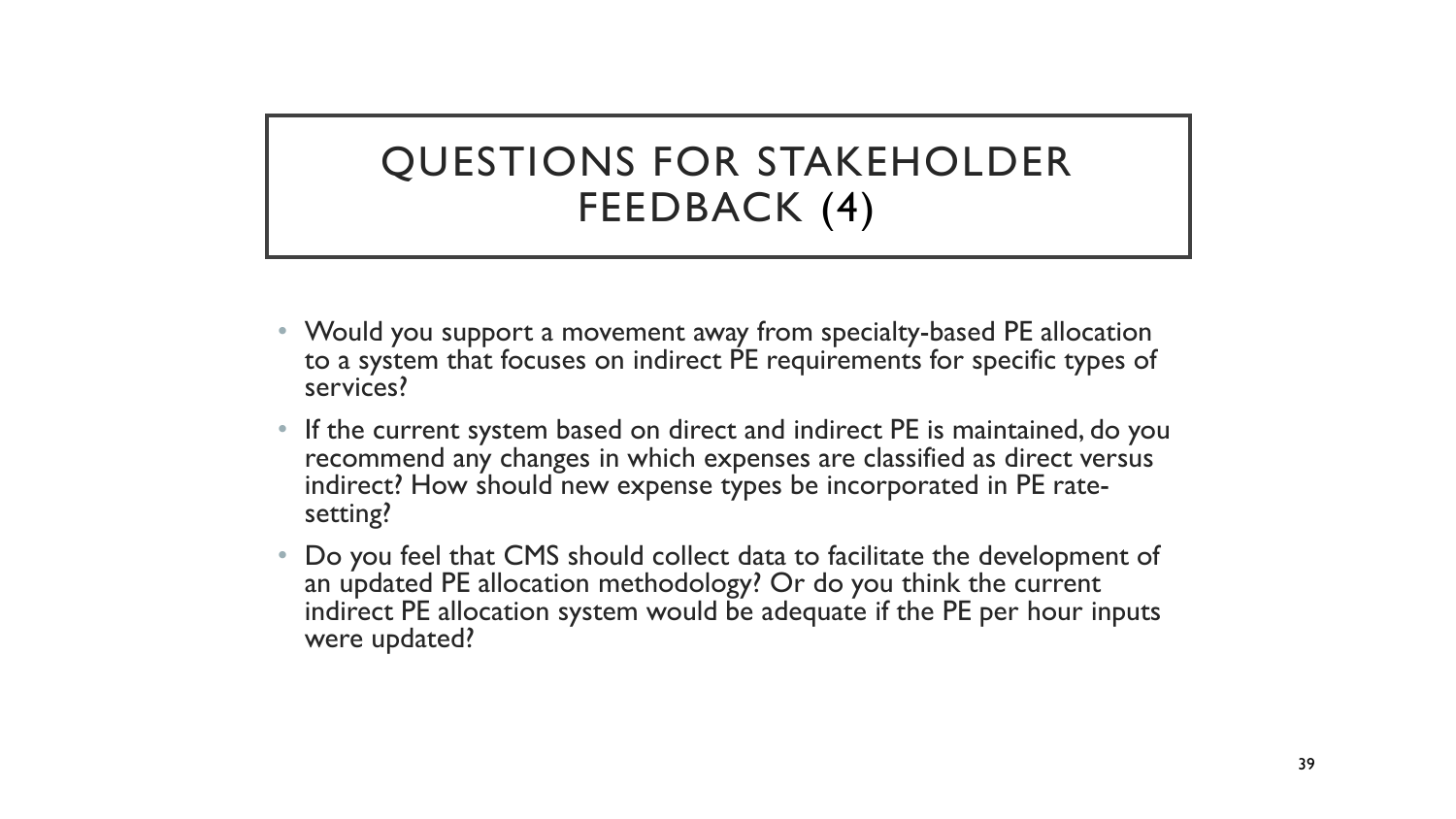# QUESTIONS FOR STAKEHOLDER FEEDBACK (4)

- Would you support a movement away from specialty-based PE allocation to a system that focuses on indirect PE requirements for specific types of services?
- If the current system based on direct and indirect PE is maintained, do you recommend any changes in which expenses are classified as direct versus indirect? How should new expense types be incorporated in PE rate-setting?
- Do you feel that CMS should collect data to facilitate the development of an updated PE allocation methodology? Or do you think the current indirect PE allocation system would be adequate if the PE per hour inputs were updated?